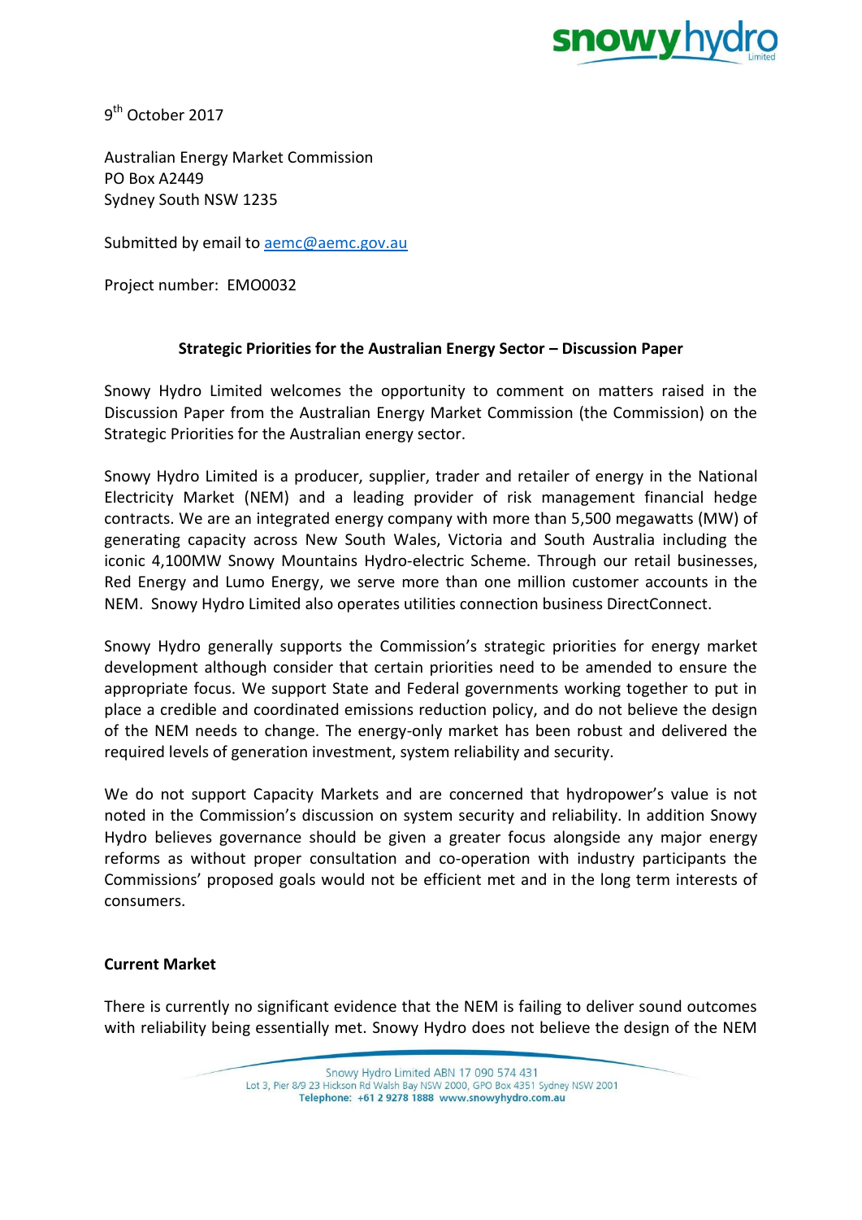9th October 2017

Australian Energy Market Commission
PO Box A2449
Sydney South NSW 1235

Submitted by email to aemc@aemc.gov.au

Project number: EMO0032

**Strategic Priorities for the Australian Energy Sector – Discussion Paper**

Snowy Hydro Limited welcomes the opportunity to comment on matters raised in the Discussion Paper from the Australian Energy Market Commission (the Commission) on the Strategic Priorities for the Australian energy sector.

Snowy Hydro Limited is a producer, supplier, trader and retailer of energy in the National Electricity Market (NEM) and a leading provider of risk management financial hedge contracts. We are an integrated energy company with more than 5,500 megawatts (MW) of generating capacity across New South Wales, Victoria and South Australia including the iconic 4,100MW Snowy Mountains Hydro-electric Scheme. Through our retail businesses, Red Energy and Lumo Energy, we serve more than one million customer accounts in the NEM. Snowy Hydro Limited also operates utilities connection business DirectConnect.

Snowy Hydro generally supports the Commission's strategic priorities for energy market development although consider that certain priorities need to be amended to ensure the appropriate focus. We support State and Federal governments working together to put in place a credible and coordinated emissions reduction policy, and do not believe the design of the NEM needs to change. The energy-only market has been robust and delivered the required levels of generation investment, system reliability and security.

We do not support Capacity Markets and are concerned that hydropower's value is not noted in the Commission's discussion on system security and reliability. In addition Snowy Hydro believes governance should be given a greater focus alongside any major energy reforms as without proper consultation and co-operation with industry participants the Commissions' proposed goals would not be efficient met and in the long term interests of consumers.

**Current Market**

There is currently no significant evidence that the NEM is failing to deliver sound outcomes with reliability being essentially met. Snowy Hydro does not believe the design of the NEM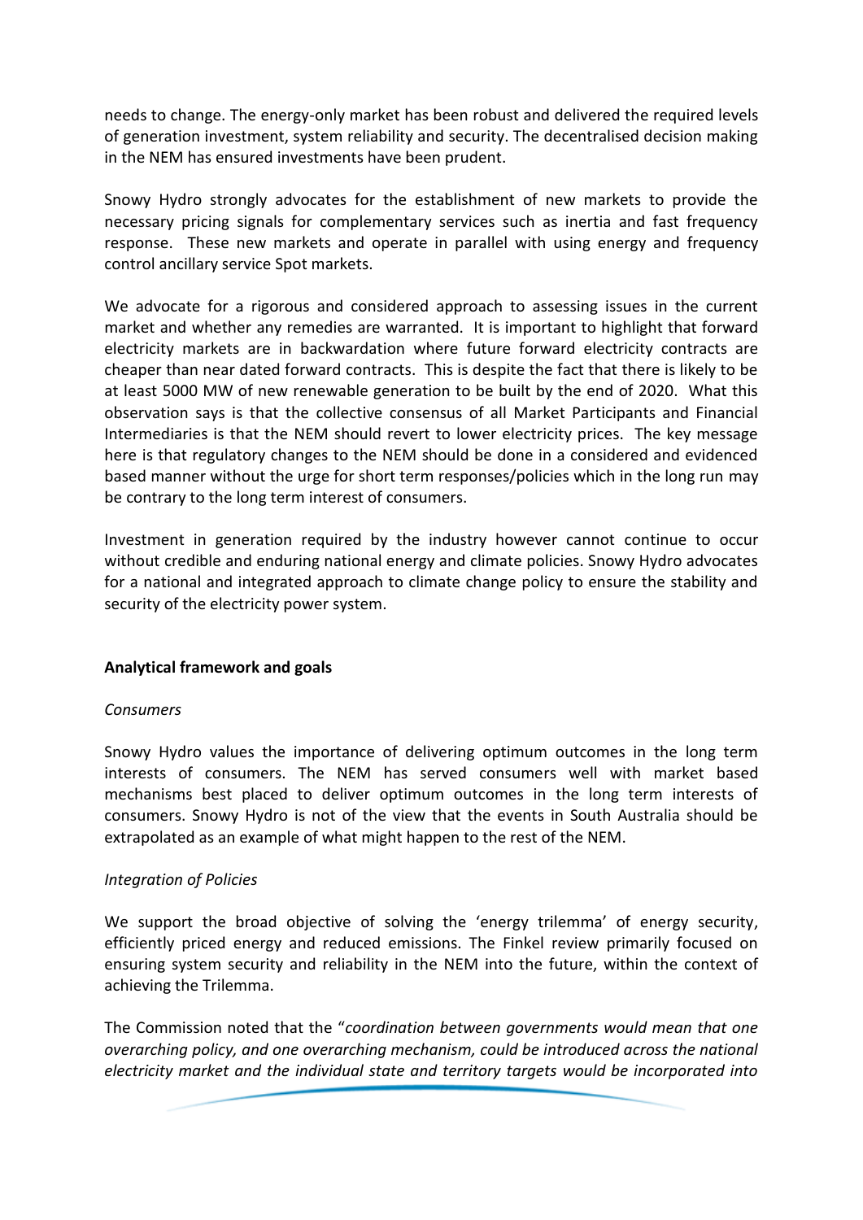needs to change. The energy-only market has been robust and delivered the required levels of generation investment, system reliability and security. The decentralised decision making in the NEM has ensured investments have been prudent.

Snowy Hydro strongly advocates for the establishment of new markets to provide the necessary pricing signals for complementary services such as inertia and fast frequency response. These new markets and operate in parallel with using energy and frequency control ancillary service Spot markets.

We advocate for a rigorous and considered approach to assessing issues in the current market and whether any remedies are warranted. It is important to highlight that forward electricity markets are in backwardation where future forward electricity contracts are cheaper than near dated forward contracts. This is despite the fact that there is likely to be at least 5000 MW of new renewable generation to be built by the end of 2020. What this observation says is that the collective consensus of all Market Participants and Financial Intermediaries is that the NEM should revert to lower electricity prices. The key message here is that regulatory changes to the NEM should be done in a considered and evidenced based manner without the urge for short term responses/policies which in the long run may be contrary to the long term interest of consumers.

Investment in generation required by the industry however cannot continue to occur without credible and enduring national energy and climate policies. Snowy Hydro advocates for a national and integrated approach to climate change policy to ensure the stability and security of the electricity power system.

**Analytical framework and goals**

*Consumers*

Snowy Hydro values the importance of delivering optimum outcomes in the long term interests of consumers. The NEM has served consumers well with market based mechanisms best placed to deliver optimum outcomes in the long term interests of consumers. Snowy Hydro is not of the view that the events in South Australia should be extrapolated as an example of what might happen to the rest of the NEM.

*Integration of Policies*

We support the broad objective of solving the 'energy trilemma' of energy security, efficiently priced energy and reduced emissions. The Finkel review primarily focused on ensuring system security and reliability in the NEM into the future, within the context of achieving the Trilemma.

The Commission noted that the "*coordination between governments would mean that one overarching policy, and one overarching mechanism, could be introduced across the national electricity market and the individual state and territory targets would be incorporated into*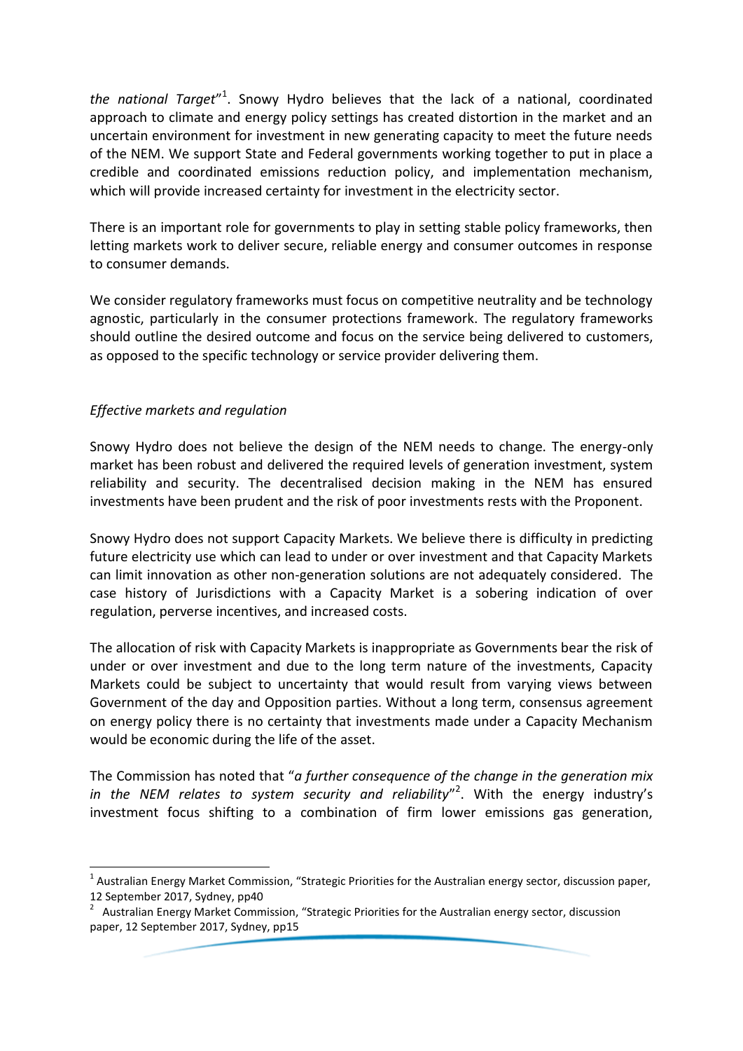*the national Target*"[1]. Snowy Hydro believes that the lack of a national, coordinated approach to climate and energy policy settings has created distortion in the market and an uncertain environment for investment in new generating capacity to meet the future needs of the NEM. We support State and Federal governments working together to put in place a credible and coordinated emissions reduction policy, and implementation mechanism, which will provide increased certainty for investment in the electricity sector.

There is an important role for governments to play in setting stable policy frameworks, then letting markets work to deliver secure, reliable energy and consumer outcomes in response to consumer demands.

We consider regulatory frameworks must focus on competitive neutrality and be technology agnostic, particularly in the consumer protections framework. The regulatory frameworks should outline the desired outcome and focus on the service being delivered to customers, as opposed to the specific technology or service provider delivering them.

*Effective markets and regulation*

Snowy Hydro does not believe the design of the NEM needs to change. The energy-only market has been robust and delivered the required levels of generation investment, system reliability and security. The decentralised decision making in the NEM has ensured investments have been prudent and the risk of poor investments rests with the Proponent.

Snowy Hydro does not support Capacity Markets. We believe there is difficulty in predicting future electricity use which can lead to under or over investment and that Capacity Markets can limit innovation as other non-generation solutions are not adequately considered. The case history of Jurisdictions with a Capacity Market is a sobering indication of over regulation, perverse incentives, and increased costs.

The allocation of risk with Capacity Markets is inappropriate as Governments bear the risk of under or over investment and due to the long term nature of the investments, Capacity Markets could be subject to uncertainty that would result from varying views between Government of the day and Opposition parties. Without a long term, consensus agreement on energy policy there is no certainty that investments made under a Capacity Mechanism would be economic during the life of the asset.

The Commission has noted that "*a further consequence of the change in the generation mix in the NEM relates to system security and reliability*"[2]. With the energy industry's investment focus shifting to a combination of firm lower emissions gas generation,

---

[1] Australian Energy Market Commission, "Strategic Priorities for the Australian energy sector, discussion paper, 12 September 2017, Sydney, pp40

[2] Australian Energy Market Commission, "Strategic Priorities for the Australian energy sector, discussion paper, 12 September 2017, Sydney, pp15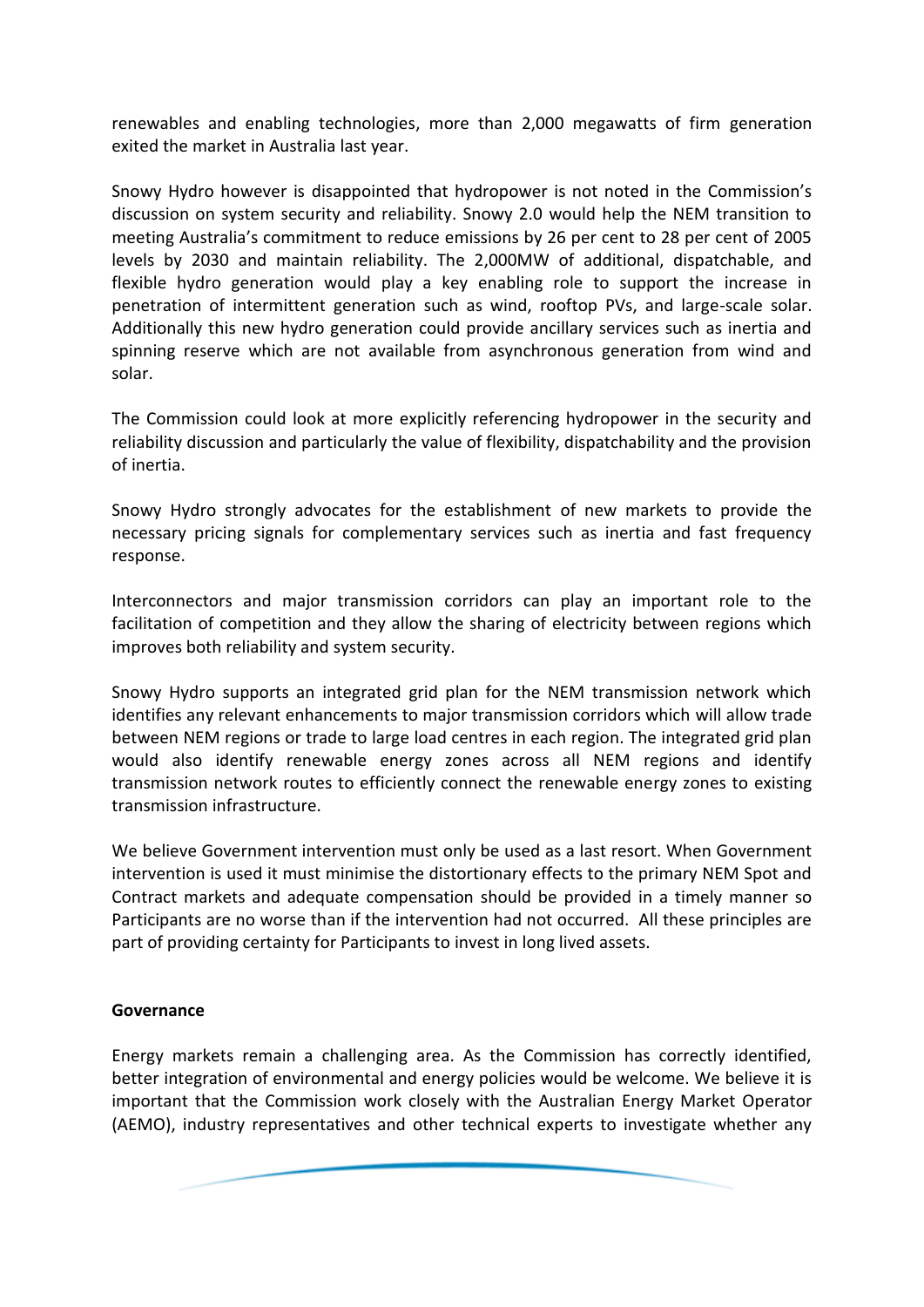renewables and enabling technologies, more than 2,000 megawatts of firm generation exited the market in Australia last year.

Snowy Hydro however is disappointed that hydropower is not noted in the Commission's discussion on system security and reliability. Snowy 2.0 would help the NEM transition to meeting Australia's commitment to reduce emissions by 26 per cent to 28 per cent of 2005 levels by 2030 and maintain reliability. The 2,000MW of additional, dispatchable, and flexible hydro generation would play a key enabling role to support the increase in penetration of intermittent generation such as wind, rooftop PVs, and large-scale solar. Additionally this new hydro generation could provide ancillary services such as inertia and spinning reserve which are not available from asynchronous generation from wind and solar.

The Commission could look at more explicitly referencing hydropower in the security and reliability discussion and particularly the value of flexibility, dispatchability and the provision of inertia.

Snowy Hydro strongly advocates for the establishment of new markets to provide the necessary pricing signals for complementary services such as inertia and fast frequency response.

Interconnectors and major transmission corridors can play an important role to the facilitation of competition and they allow the sharing of electricity between regions which improves both reliability and system security.

Snowy Hydro supports an integrated grid plan for the NEM transmission network which identifies any relevant enhancements to major transmission corridors which will allow trade between NEM regions or trade to large load centres in each region. The integrated grid plan would also identify renewable energy zones across all NEM regions and identify transmission network routes to efficiently connect the renewable energy zones to existing transmission infrastructure.

We believe Government intervention must only be used as a last resort. When Government intervention is used it must minimise the distortionary effects to the primary NEM Spot and Contract markets and adequate compensation should be provided in a timely manner so Participants are no worse than if the intervention had not occurred. All these principles are part of providing certainty for Participants to invest in long lived assets.

**Governance**

Energy markets remain a challenging area. As the Commission has correctly identified, better integration of environmental and energy policies would be welcome. We believe it is important that the Commission work closely with the Australian Energy Market Operator (AEMO), industry representatives and other technical experts to investigate whether any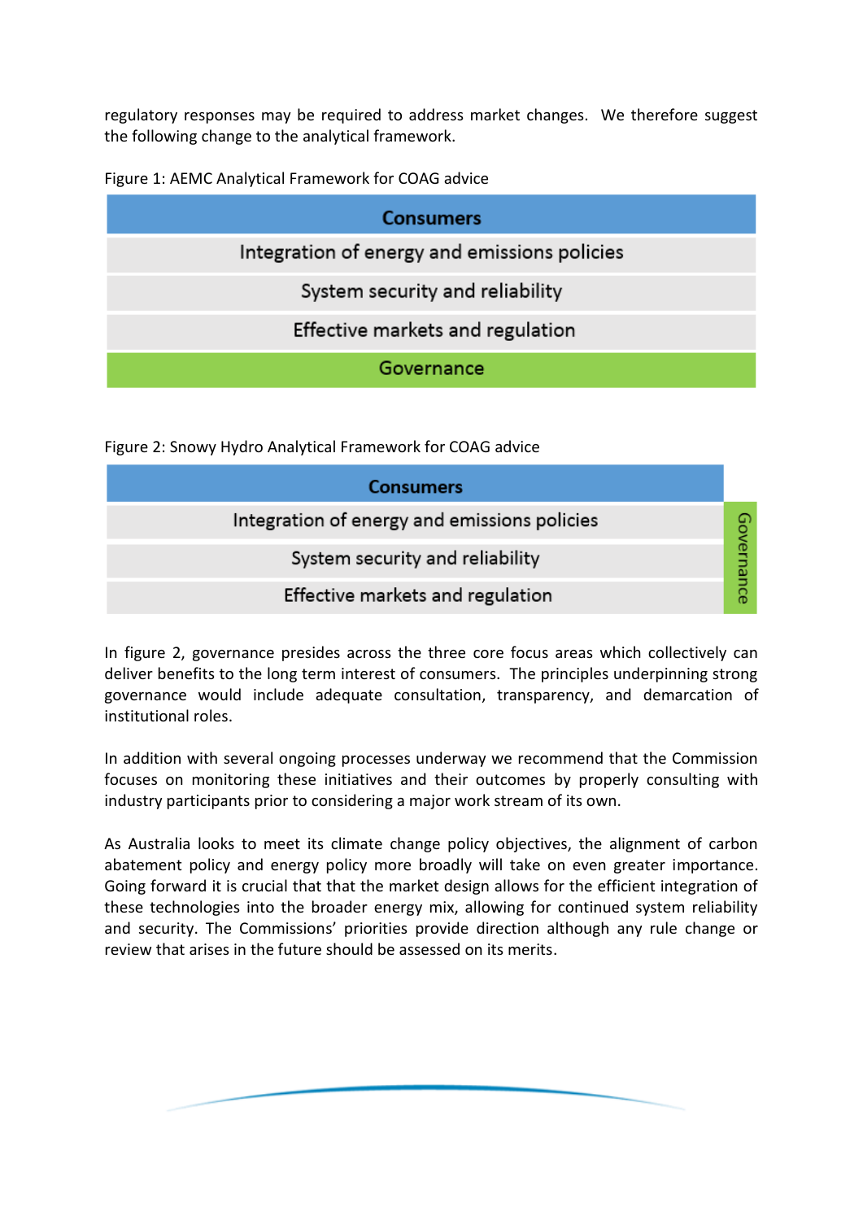regulatory responses may be required to address market changes. We therefore suggest the following change to the analytical framework.

Figure 1: AEMC Analytical Framework for COAG advice

| Consumers |
|---|
| Integration of energy and emissions policies |
| System security and reliability |
| Effective markets and regulation |
| Governance |

Figure 2: Snowy Hydro Analytical Framework for COAG advice

| Consumers | |
|---|---|
| Integration of energy and emissions policies | Governance |
| System security and reliability | |
| Effective markets and regulation | |

In figure 2, governance presides across the three core focus areas which collectively can deliver benefits to the long term interest of consumers. The principles underpinning strong governance would include adequate consultation, transparency, and demarcation of institutional roles.

In addition with several ongoing processes underway we recommend that the Commission focuses on monitoring these initiatives and their outcomes by properly consulting with industry participants prior to considering a major work stream of its own.

As Australia looks to meet its climate change policy objectives, the alignment of carbon abatement policy and energy policy more broadly will take on even greater importance. Going forward it is crucial that that the market design allows for the efficient integration of these technologies into the broader energy mix, allowing for continued system reliability and security. The Commissions' priorities provide direction although any rule change or review that arises in the future should be assessed on its merits.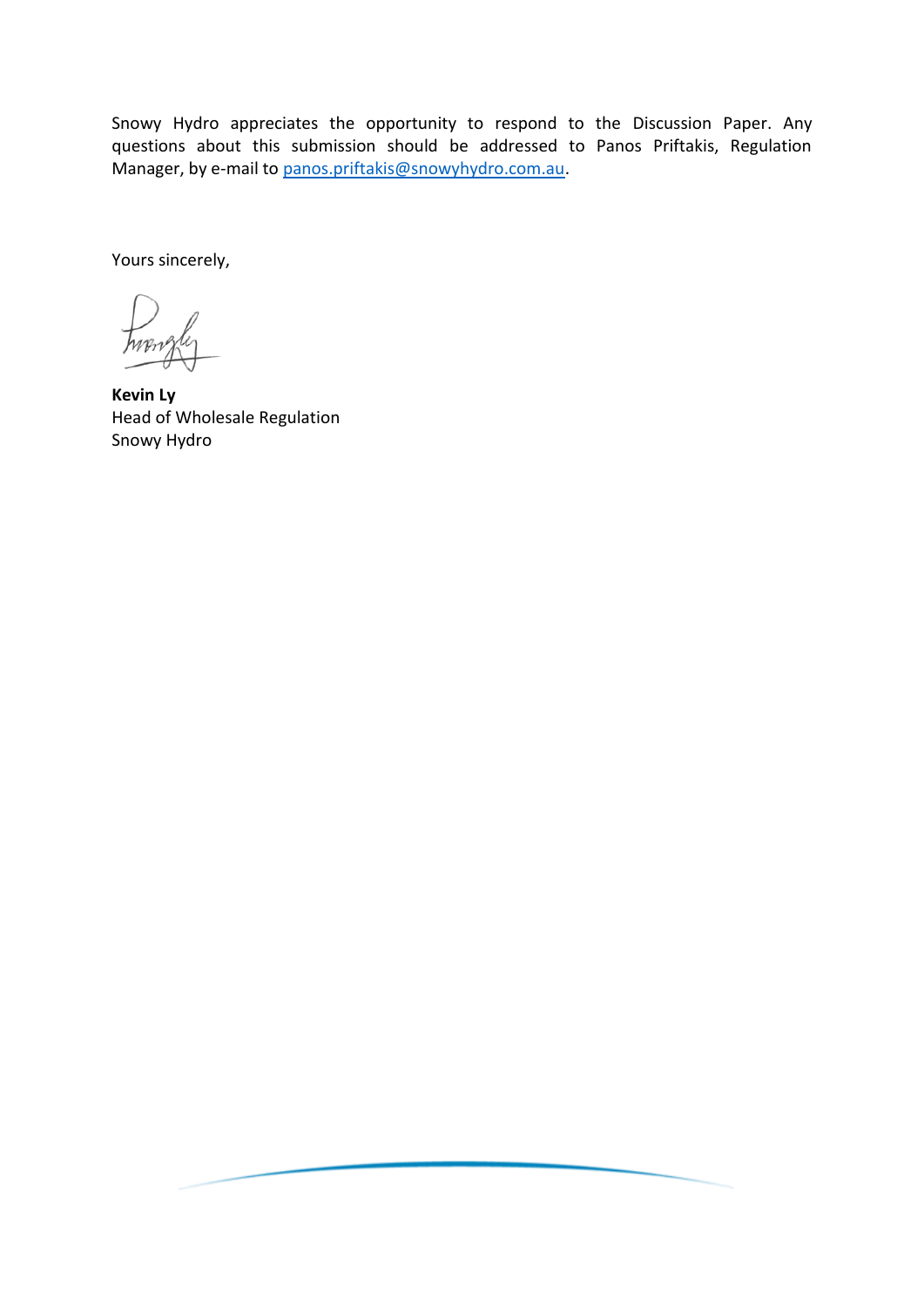Snowy Hydro appreciates the opportunity to respond to the Discussion Paper. Any questions about this submission should be addressed to Panos Priftakis, Regulation Manager, by e-mail to panos.priftakis@snowyhydro.com.au.

Yours sincerely,

**Kevin Ly**
Head of Wholesale Regulation
Snowy Hydro